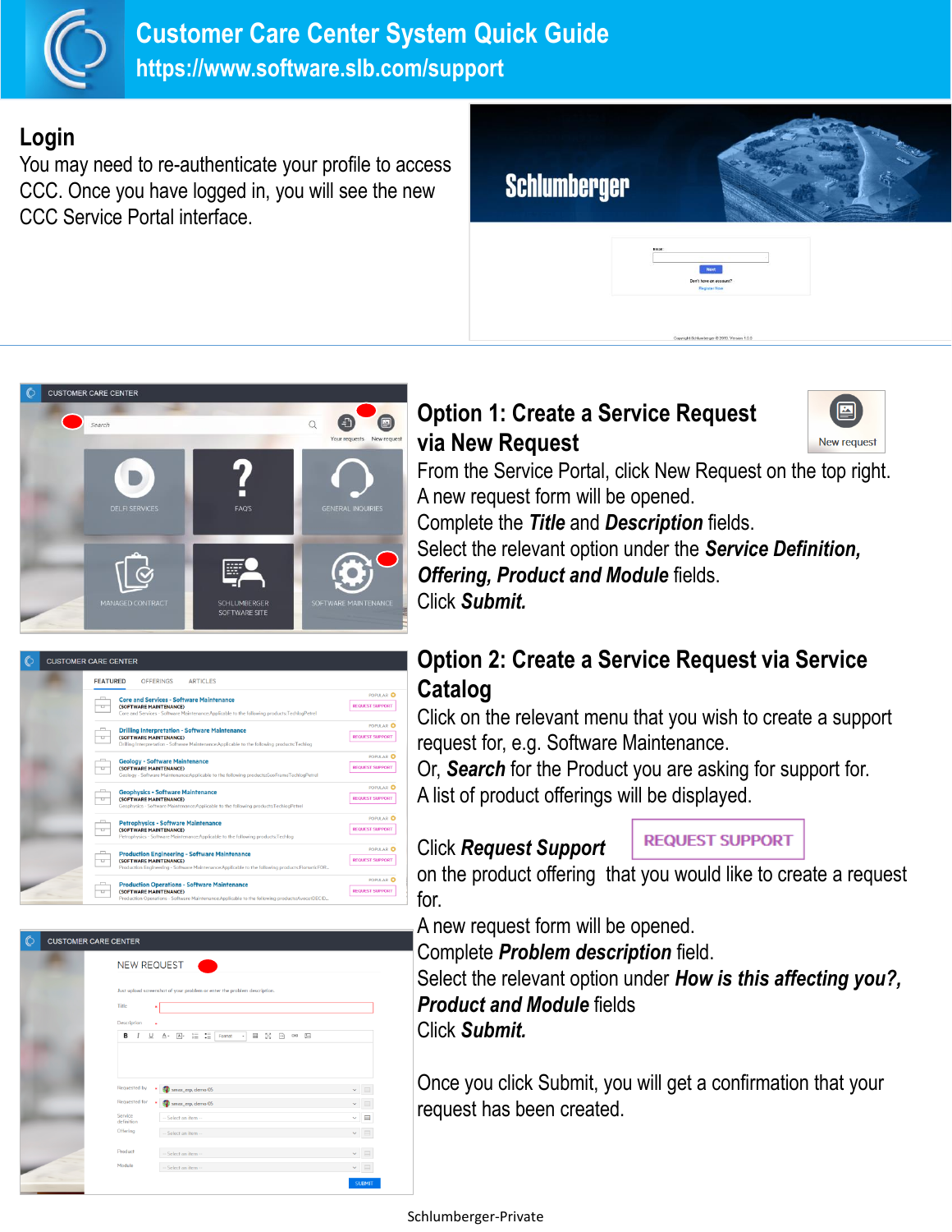# Customer Care Center System Quick Guide

**https://www.software.slb.com/support**

## Login

You may need to re-authenticate your profile to access CCC. Once you have logged in, you will see the new CCC Service Portal interface.

## Option 1: Create a Service Request via New Request

From the Service Portal, click New Request on the top right.

A new request form will be opened.

Complete the ***Title*** and ***Description*** fields.

Select the relevant option under the ***Service Definition, Offering, Product and Module*** fields.

Click ***Submit.***

## Option 2: Create a Service Request via Service Catalog

Click on the relevant menu that you wish to create a support request for, e.g. Software Maintenance.

Or, ***Search*** for the Product you are asking for support for.

A list of product offerings will be displayed.

Click ***Request Support*** on the product offering that you would like to create a request for.

A new request form will be opened.

Complete ***Problem description*** field.

Select the relevant option under ***How is this affecting you?, Product and Module*** fields

Click ***Submit.***

Once you click Submit, you will get a confirmation that your request has been created.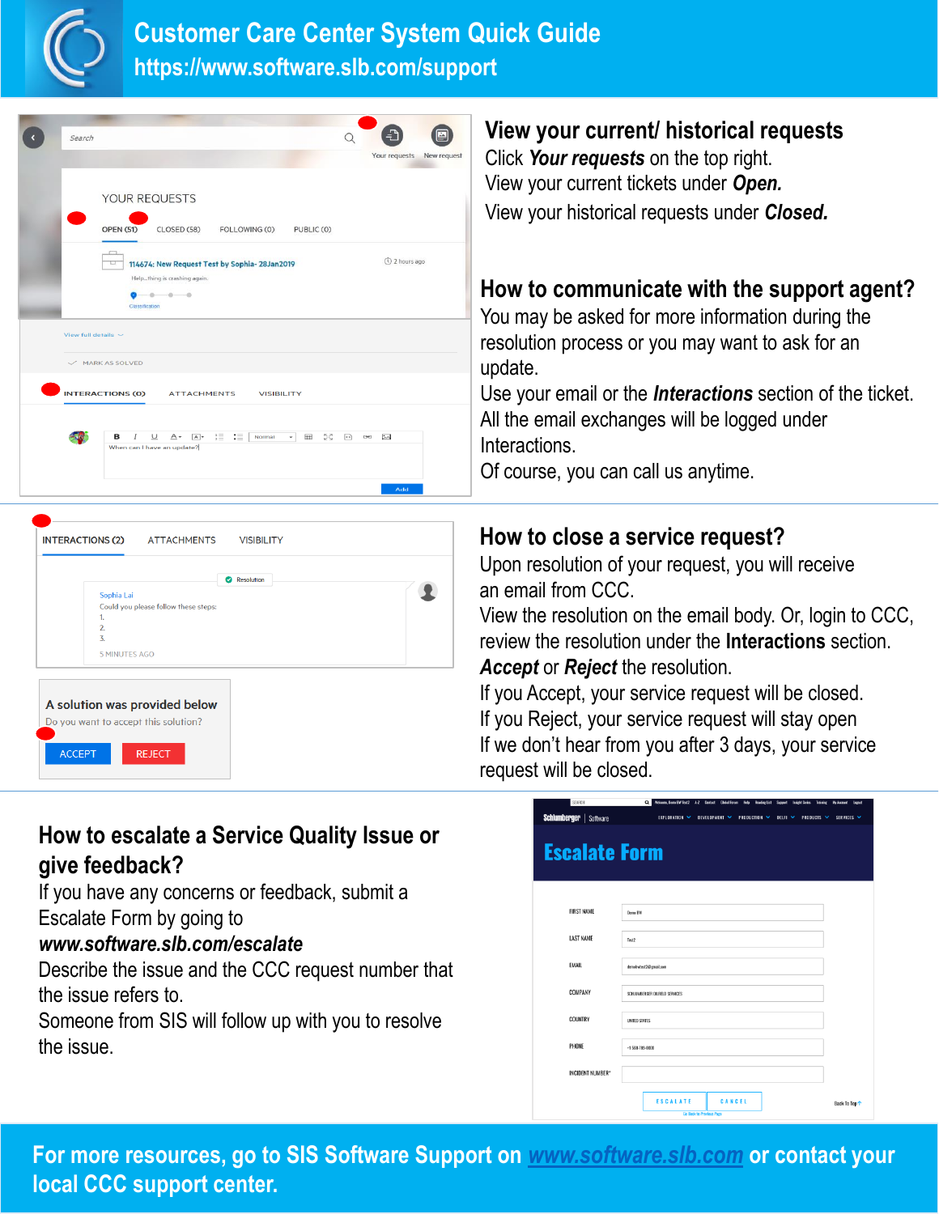# Customer Care Center System Quick Guide

https://www.software.slb.com/support

## View your current/ historical requests

Click ***Your requests*** on the top right.

View your current tickets under ***Open.***

View your historical requests under ***Closed.***

## How to communicate with the support agent?

You may be asked for more information during the resolution process or you may want to ask for an update.

Use your email or the ***Interactions*** section of the ticket.

All the email exchanges will be logged under Interactions.

Of course, you can call us anytime.

## How to close a service request?

Upon resolution of your request, you will receive an email from CCC.

View the resolution on the email body. Or, login to CCC, review the resolution under the **Interactions** section.

***Accept*** or ***Reject*** the resolution.

If you Accept, your service request will be closed.

If you Reject, your service request will stay open

If we don't hear from you after 3 days, your service request will be closed.

## How to escalate a Service Quality Issue or give feedback?

If you have any concerns or feedback, submit a Escalate Form by going to ***www.software.slb.com/escalate***

Describe the issue and the CCC request number that the issue refers to.

Someone from SIS will follow up with you to resolve the issue.

**For more resources, go to SIS Software Support on [www.software.slb.com](www.software.slb.com) or contact your local CCC support center.**